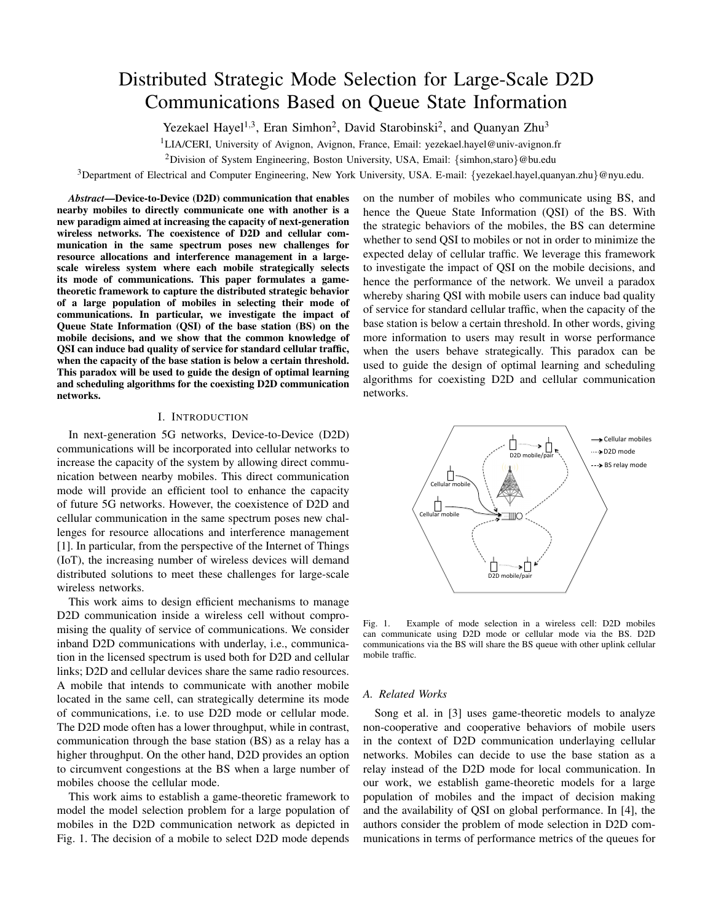# Distributed Strategic Mode Selection for Large-Scale D2D Communications Based on Queue State Information

Yezekael Hayel[1,3], Eran Simhon[2], David Starobinski[2], and Quanyan Zhu[3]

[1]LIA/CERI, University of Avignon, Avignon, France, Email: yezekael.hayel@univ-avignon.fr

[2]Division of System Engineering, Boston University, USA, Email: {simhon,staro}@bu.edu

[3]Department of Electrical and Computer Engineering, New York University, USA. E-mail: {yezekael.hayel,quanyan.zhu}@nyu.edu.

***Abstract*—Device-to-Device (D2D) communication that enables nearby mobiles to directly communicate one with another is a new paradigm aimed at increasing the capacity of next-generation wireless networks. The coexistence of D2D and cellular communication in the same spectrum poses new challenges for resource allocations and interference management in a large-scale wireless system where each mobile strategically selects its mode of communications. This paper formulates a game-theoretic framework to capture the distributed strategic behavior of a large population of mobiles in selecting their mode of communications. In particular, we investigate the impact of Queue State Information (QSI) of the base station (BS) on the mobile decisions, and we show that the common knowledge of QSI can induce bad quality of service for standard cellular traffic, when the capacity of the base station is below a certain threshold. This paradox will be used to guide the design of optimal learning and scheduling algorithms for the coexisting D2D communication networks.**

## I. Introduction

In next-generation 5G networks, Device-to-Device (D2D) communications will be incorporated into cellular networks to increase the capacity of the system by allowing direct communication between nearby mobiles. This direct communication mode will provide an efficient tool to enhance the capacity of future 5G networks. However, the coexistence of D2D and cellular communication in the same spectrum poses new challenges for resource allocations and interference management [1]. In particular, from the perspective of the Internet of Things (IoT), the increasing number of wireless devices will demand distributed solutions to meet these challenges for large-scale wireless networks.

This work aims to design efficient mechanisms to manage D2D communication inside a wireless cell without compromising the quality of service of communications. We consider inband D2D communications with underlay, i.e., communication in the licensed spectrum is used both for D2D and cellular links; D2D and cellular devices share the same radio resources. A mobile that intends to communicate with another mobile located in the same cell, can strategically determine its mode of communications, i.e. to use D2D mode or cellular mode. The D2D mode often has a lower throughput, while in contrast, communication through the base station (BS) as a relay has a higher throughput. On the other hand, D2D provides an option to circumvent congestions at the BS when a large number of mobiles choose the cellular mode.

This work aims to establish a game-theoretic framework to model the model selection problem for a large population of mobiles in the D2D communication network as depicted in Fig. 1. The decision of a mobile to select D2D mode depends on the number of mobiles who communicate using BS, and hence the Queue State Information (QSI) of the BS. With the strategic behaviors of the mobiles, the BS can determine whether to send QSI to mobiles or not in order to minimize the expected delay of cellular traffic. We leverage this framework to investigate the impact of QSI on the mobile decisions, and hence the performance of the network. We unveil a paradox whereby sharing QSI with mobile users can induce bad quality of service for standard cellular traffic, when the capacity of the base station is below a certain threshold. In other words, giving more information to users may result in worse performance when the users behave strategically. This paradox can be used to guide the design of optimal learning and scheduling algorithms for coexisting D2D and cellular communication networks.

Fig. 1. Example of mode selection in a wireless cell: D2D mobiles can communicate using D2D mode or cellular mode via the BS. D2D communications via the BS will share the BS queue with other uplink cellular mobile traffic.

### A. Related Works

Song et al. in [3] uses game-theoretic models to analyze non-cooperative and cooperative behaviors of mobile users in the context of D2D communication underlaying cellular networks. Mobiles can decide to use the base station as a relay instead of the D2D mode for local communication. In our work, we establish game-theoretic models for a large population of mobiles and the impact of decision making and the availability of QSI on global performance. In [4], the authors consider the problem of mode selection in D2D communications in terms of performance metrics of the queues for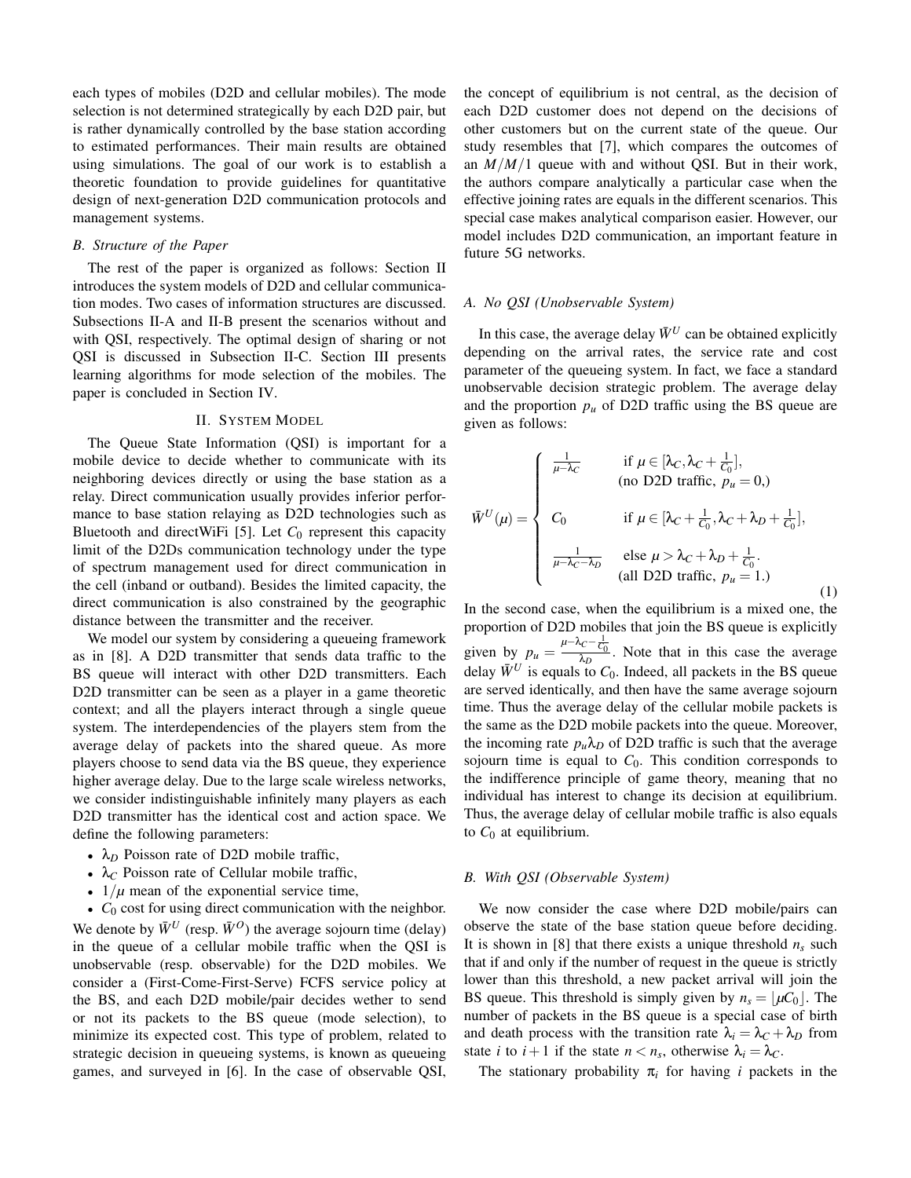each types of mobiles (D2D and cellular mobiles). The mode selection is not determined strategically by each D2D pair, but is rather dynamically controlled by the base station according to estimated performances. Their main results are obtained using simulations. The goal of our work is to establish a theoretic foundation to provide guidelines for quantitative design of next-generation D2D communication protocols and management systems.

### B. Structure of the Paper

The rest of the paper is organized as follows: Section II introduces the system models of D2D and cellular communication modes. Two cases of information structures are discussed. Subsections II-A and II-B present the scenarios without and with QSI, respectively. The optimal design of sharing or not QSI is discussed in Subsection II-C. Section III presents learning algorithms for mode selection of the mobiles. The paper is concluded in Section IV.

## II. System Model

The Queue State Information (QSI) is important for a mobile device to decide whether to communicate with its neighboring devices directly or using the base station as a relay. Direct communication usually provides inferior performance to base station relaying as D2D technologies such as Bluetooth and directWiFi [5]. Let $C_0$ represent this capacity limit of the D2Ds communication technology under the type of spectrum management used for direct communication in the cell (inband or outband). Besides the limited capacity, the direct communication is also constrained by the geographic distance between the transmitter and the receiver.

We model our system by considering a queueing framework as in [8]. A D2D transmitter that sends data traffic to the BS queue will interact with other D2D transmitters. Each D2D transmitter can be seen as a player in a game theoretic context; and all the players interact through a single queue system. The interdependencies of the players stem from the average delay of packets into the shared queue. As more players choose to send data via the BS queue, they experience higher average delay. Due to the large scale wireless networks, we consider indistinguishable infinitely many players as each D2D transmitter has the identical cost and action space. We define the following parameters:

- $\lambda_D$ Poisson rate of D2D mobile traffic,
- $\lambda_C$ Poisson rate of Cellular mobile traffic,
- $1/\mu$ mean of the exponential service time,
- $C_0$ cost for using direct communication with the neighbor.

We denote by $\bar{W}^U$ (resp. $\bar{W}^O$) the average sojourn time (delay) in the queue of a cellular mobile traffic when the QSI is unobservable (resp. observable) for the D2D mobiles. We consider a (First-Come-First-Serve) FCFS service policy at the BS, and each D2D mobile/pair decides wether to send or not its packets to the BS queue (mode selection), to minimize its expected cost. This type of problem, related to strategic decision in queueing systems, is known as queueing games, and surveyed in [6]. In the case of observable QSI, the concept of equilibrium is not central, as the decision of each D2D customer does not depend on the decisions of other customers but on the current state of the queue. Our study resembles that [7], which compares the outcomes of an $M/M/1$ queue with and without QSI. But in their work, the authors compare analytically a particular case when the effective joining rates are equals in the different scenarios. This special case makes analytical comparison easier. However, our model includes D2D communication, an important feature in future 5G networks.

### A. No QSI (Unobservable System)

In this case, the average delay $\bar{W}^U$ can be obtained explicitly depending on the arrival rates, the service rate and cost parameter of the queueing system. In fact, we face a standard unobservable decision strategic problem. The average delay and the proportion $p_u$ of D2D traffic using the BS queue are given as follows:

$$\bar{W}^U(\mu) = \begin{cases} \frac{1}{\mu-\lambda_C} & \text{if } \mu \in [\lambda_C, \lambda_C + \frac{1}{C_0}], \\ & \text{(no D2D traffic, } p_u = 0,) \\ C_0 & \text{if } \mu \in [\lambda_C + \frac{1}{C_0}, \lambda_C + \lambda_D + \frac{1}{C_0}], \\ \frac{1}{\mu-\lambda_C-\lambda_D} & \text{else } \mu > \lambda_C + \lambda_D + \frac{1}{C_0}. \\ & \text{(all D2D traffic, } p_u = 1.) \end{cases} \tag{1}$$

In the second case, when the equilibrium is a mixed one, the proportion of D2D mobiles that join the BS queue is explicitly given by $p_u = \frac{\mu-\lambda_C-\frac{1}{C_0}}{\lambda_D}$. Note that in this case the average delay $\bar{W}^U$ is equals to $C_0$. Indeed, all packets in the BS queue are served identically, and then have the same average sojourn time. Thus the average delay of the cellular mobile packets is the same as the D2D mobile packets into the queue. Moreover, the incoming rate $p_u\lambda_D$ of D2D traffic is such that the average sojourn time is equal to $C_0$. This condition corresponds to the indifference principle of game theory, meaning that no individual has interest to change its decision at equilibrium. Thus, the average delay of cellular mobile traffic is also equals to $C_0$ at equilibrium.

### B. With QSI (Observable System)

We now consider the case where D2D mobile/pairs can observe the state of the base station queue before deciding. It is shown in [8] that there exists a unique threshold $n_s$ such that if and only if the number of request in the queue is strictly lower than this threshold, a new packet arrival will join the BS queue. This threshold is simply given by $n_s = \lfloor \mu C_0 \rfloor$. The number of packets in the BS queue is a special case of birth and death process with the transition rate $\lambda_i = \lambda_C + \lambda_D$ from state $i$ to $i+1$ if the state $n < n_s$, otherwise $\lambda_i = \lambda_C$.

The stationary probability $\pi_i$ for having $i$ packets in the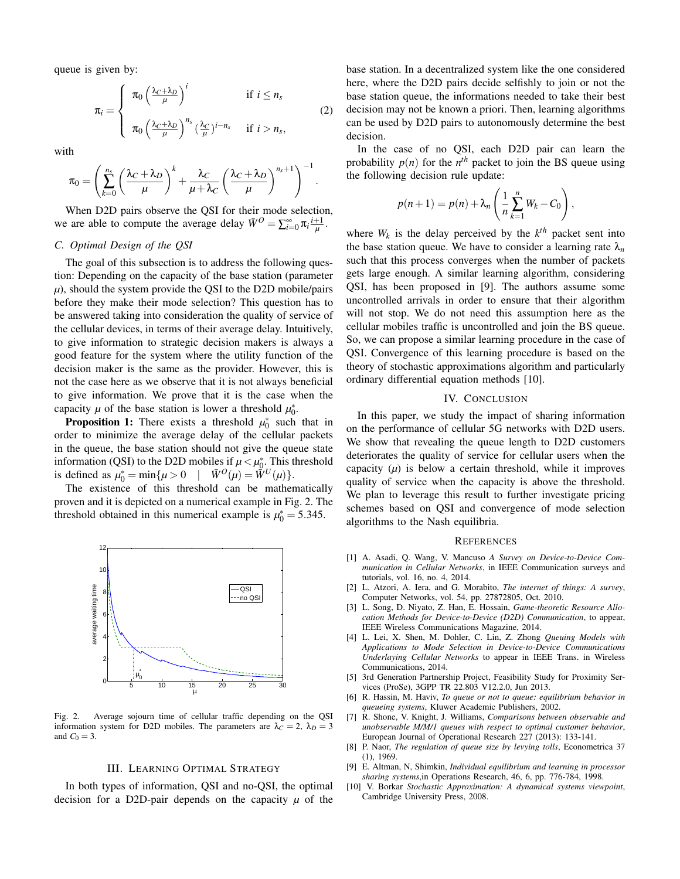queue is given by:

$$
\pi_i = \begin{cases} \pi_0 \left(\frac{\lambda_C+\lambda_D}{\mu}\right)^i & \text{if } i \leq n_s \\ \pi_0 \left(\frac{\lambda_C+\lambda_D}{\mu}\right)^{n_s} \left(\frac{\lambda_C}{\mu}\right)^{i-n_s} & \text{if } i > n_s, \end{cases} \tag{2}
$$

with

$$
\pi_0 = \left( \sum_{k=0}^{n_s} \left(\frac{\lambda_C+\lambda_D}{\mu}\right)^k + \frac{\lambda_C}{\mu+\lambda_C} \left(\frac{\lambda_C+\lambda_D}{\mu}\right)^{n_s+1} \right)^{-1}.
$$

When D2D pairs observe the QSI for their mode selection, we are able to compute the average delay $\bar{W}^O = \sum_{i=0}^{\infty} \pi_i \frac{i+1}{\mu}$.

### C. Optimal Design of the QSI

The goal of this subsection is to address the following question: Depending on the capacity of the base station (parameter $\mu$), should the system provide the QSI to the D2D mobile/pairs before they make their mode selection? This question has to be answered taking into consideration the quality of service of the cellular devices, in terms of their average delay. Intuitively, to give information to strategic decision makers is always a good feature for the system where the utility function of the decision maker is the same as the provider. However, this is not the case here as we observe that it is not always beneficial to give information. We prove that it is the case when the capacity $\mu$ of the base station is lower a threshold $\mu_0^*$.

**Proposition 1:** There exists a threshold $\mu_0^*$ such that in order to minimize the average delay of the cellular packets in the queue, the base station should not give the queue state information (QSI) to the D2D mobiles if $\mu < \mu_0^*$. This threshold is defined as $\mu_0^* = \min\{\mu > 0 \quad | \quad \bar{W}^O(\mu) = \bar{W}^U(\mu)\}$.

The existence of this threshold can be mathematically proven and it is depicted on a numerical example in Fig. 2. The threshold obtained in this numerical example is $\mu_0^* = 5.345$.

average waiting time
12
10
8
6
4
2
0
5
10
15
20
25
30
μ
$\mu_0^*$
QSI
no QSI

Fig. 2. Average sojourn time of cellular traffic depending on the QSI information system for D2D mobiles. The parameters are $\lambda_C = 2$, $\lambda_D = 3$ and $C_0 = 3$.

## III. Learning Optimal Strategy

In both types of information, QSI and no-QSI, the optimal decision for a D2D-pair depends on the capacity $\mu$ of the base station. In a decentralized system like the one considered here, where the D2D pairs decide selfishly to join or not the base station queue, the informations needed to take their best decision may not be known a priori. Then, learning algorithms can be used by D2D pairs to autonomously determine the best decision.

In the case of no QSI, each D2D pair can learn the probability $p(n)$ for the $n^{th}$ packet to join the BS queue using the following decision rule update:

$$
p(n+1) = p(n) + \lambda_n \left( \frac{1}{n} \sum_{k=1}^{n} W_k - C_0 \right),
$$

where $W_k$ is the delay perceived by the $k^{th}$ packet sent into the base station queue. We have to consider a learning rate $\lambda_n$ such that this process converges when the number of packets gets large enough. A similar learning algorithm, considering QSI, has been proposed in [9]. The authors assume some uncontrolled arrivals in order to ensure that their algorithm will not stop. We do not need this assumption here as the cellular mobiles traffic is uncontrolled and join the BS queue. So, we can propose a similar learning procedure in the case of QSI. Convergence of this learning procedure is based on the theory of stochastic approximations algorithm and particularly ordinary differential equation methods [10].

## IV. Conclusion

In this paper, we study the impact of sharing information on the performance of cellular 5G networks with D2D users. We show that revealing the queue length to D2D customers deteriorates the quality of service for cellular users when the capacity ($\mu$) is below a certain threshold, while it improves quality of service when the capacity is above the threshold. We plan to leverage this result to further investigate pricing schemes based on QSI and convergence of mode selection algorithms to the Nash equilibria.

## References

[1] A. Asadi, Q. Wang, V. Mancuso *A Survey on Device-to-Device Communication in Cellular Networks*, in IEEE Communication surveys and tutorials, vol. 16, no. 4, 2014.

[2] L. Atzori, A. Iera, and G. Morabito, *The internet of things: A survey*, Computer Networks, vol. 54, pp. 27872805, Oct. 2010.

[3] L. Song, D. Niyato, Z. Han, E. Hossain, *Game-theoretic Resource Allocation Methods for Device-to-Device (D2D) Communication*, to appear, IEEE Wireless Communications Magazine, 2014.

[4] L. Lei, X. Shen, M. Dohler, C. Lin, Z. Zhong *Queuing Models with Applications to Mode Selection in Device-to-Device Communications Underlaying Cellular Networks* to appear in IEEE Trans. in Wireless Communications, 2014.

[5] 3rd Generation Partnership Project, Feasibility Study for Proximity Services (ProSe), 3GPP TR 22.803 V12.2.0, Jun 2013.

[6] R. Hassin, M. Haviv, *To queue or not to queue: equilibrium behavior in queueing systems*, Kluwer Academic Publishers, 2002.

[7] R. Shone, V. Knight, J. Williams, *Comparisons between observable and unobservable M/M/1 queues with respect to optimal customer behavior*, European Journal of Operational Research 227 (2013): 133-141.

[8] P. Naor, *The regulation of queue size by levying tolls*, Econometrica 37 (1), 1969.

[9] E. Altman, N, Shimkin, *Individual equilibrium and learning in processor sharing systems*,in Operations Research, 46, 6, pp. 776-784, 1998.

[10] V. Borkar *Stochastic Approximation: A dynamical systems viewpoint*, Cambridge University Press, 2008.